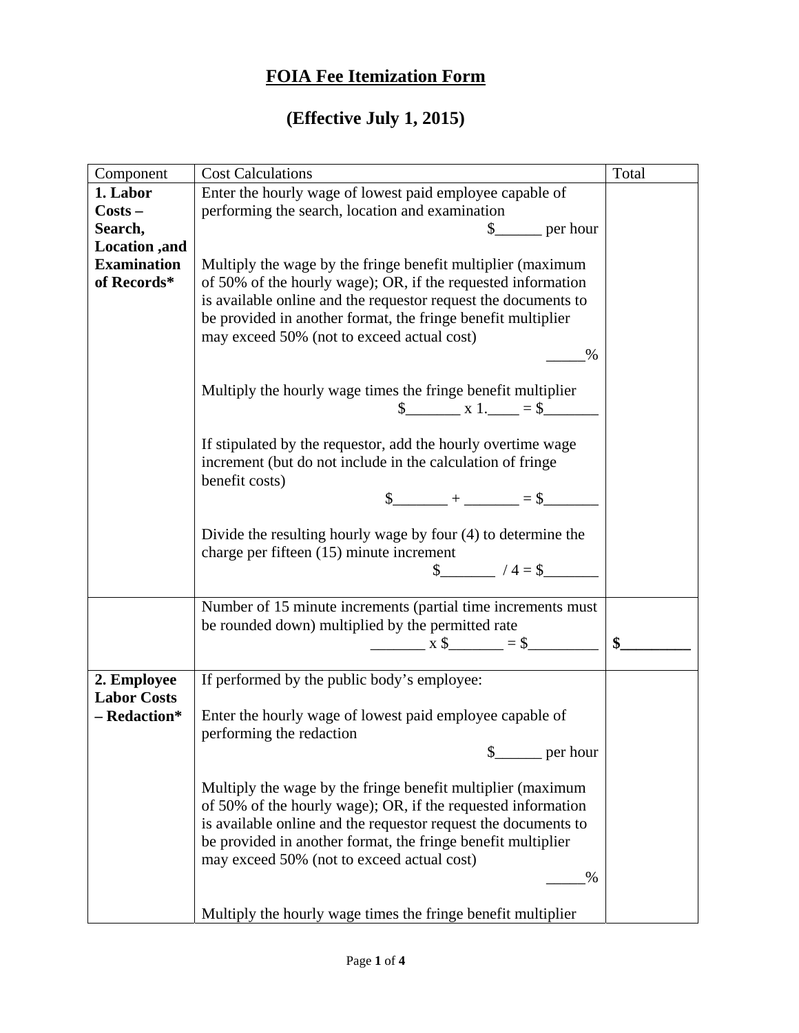# FOIA Fee Itemization Form

## (Effective July 1, 2015)

| Component | Cost Calculations | Total |
|---|---|---|
| **1. Labor Costs – Search, Location ,and Examination of Records*** | Enter the hourly wage of lowest paid employee capable of performing the search, location and examination<br>$______ per hour<br><br>Multiply the wage by the fringe benefit multiplier (maximum of 50% of the hourly wage); OR, if the requested information is available online and the requestor request the documents to be provided in another format, the fringe benefit multiplier may exceed 50% (not to exceed actual cost)<br>_____%<br><br>Multiply the hourly wage times the fringe benefit multiplier<br>$_______ x 1.____ = $_______<br><br>If stipulated by the requestor, add the hourly overtime wage increment (but do not include in the calculation of fringe benefit costs)<br>$_______ + _______ = $_______<br><br>Divide the resulting hourly wage by four (4) to determine the charge per fifteen (15) minute increment<br>$_______ / 4 = $_______ | |
| | Number of 15 minute increments (partial time increments must be rounded down) multiplied by the permitted rate<br>_______ x $_______ = $_________ | **$_________** |
| **2. Employee Labor Costs – Redaction*** | If performed by the public body's employee:<br><br>Enter the hourly wage of lowest paid employee capable of performing the redaction<br>$______ per hour<br><br>Multiply the wage by the fringe benefit multiplier (maximum of 50% of the hourly wage); OR, if the requested information is available online and the requestor request the documents to be provided in another format, the fringe benefit multiplier may exceed 50% (not to exceed actual cost)<br>_____%<br><br>Multiply the hourly wage times the fringe benefit multiplier | |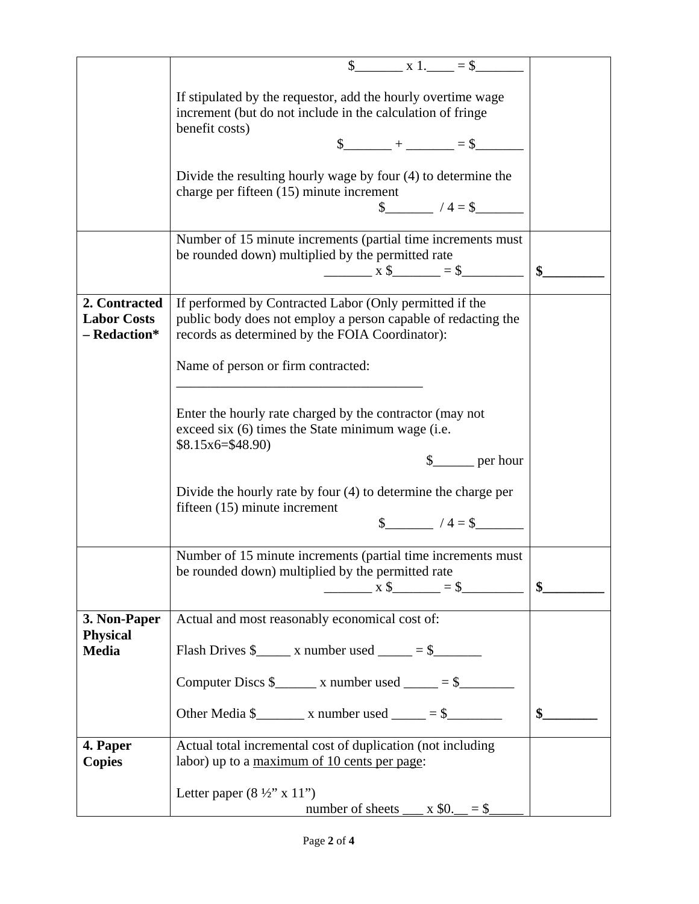| | | |
|---|---|---|
| | \$_______ x 1.____ = \$_______<br><br>If stipulated by the requestor, add the hourly overtime wage increment (but do not include in the calculation of fringe benefit costs)<br>\$_______ + _______ = \$_______<br><br>Divide the resulting hourly wage by four (4) to determine the charge per fifteen (15) minute increment<br>\$_______ / 4 = \$_______ | |
| | Number of 15 minute increments (partial time increments must be rounded down) multiplied by the permitted rate<br>_______ x \$_______ = \$_________ | **\$_________** |
| **2. Contracted Labor Costs – Redaction*** | If performed by Contracted Labor (Only permitted if the public body does not employ a person capable of redacting the records as determined by the FOIA Coordinator):<br><br>Name of person or firm contracted:<br>_____________________________________<br><br>Enter the hourly rate charged by the contractor (may not exceed six (6) times the State minimum wage (i.e. \$8.15x6=\$48.90)<br>\$______ per hour<br><br>Divide the hourly rate by four (4) to determine the charge per fifteen (15) minute increment<br>\$_______ / 4 = \$_______ | |
| | Number of 15 minute increments (partial time increments must be rounded down) multiplied by the permitted rate<br>_______ x \$_______ = \$_________ | **\$_________** |
| **3. Non-Paper Physical Media** | Actual and most reasonably economical cost of:<br><br>Flash Drives \$_____ x number used _____ = \$_______<br><br>Computer Discs \$______ x number used _____ = \$________<br><br>Other Media \$_______ x number used _____ = \$________ | **\$________** |
| **4. Paper Copies** | Actual total incremental cost of duplication (not including labor) up to a <u>maximum of 10 cents per page</u>:<br><br>Letter paper (8 ½" x 11")<br>number of sheets ___ x \$0.__ = \$_____ | |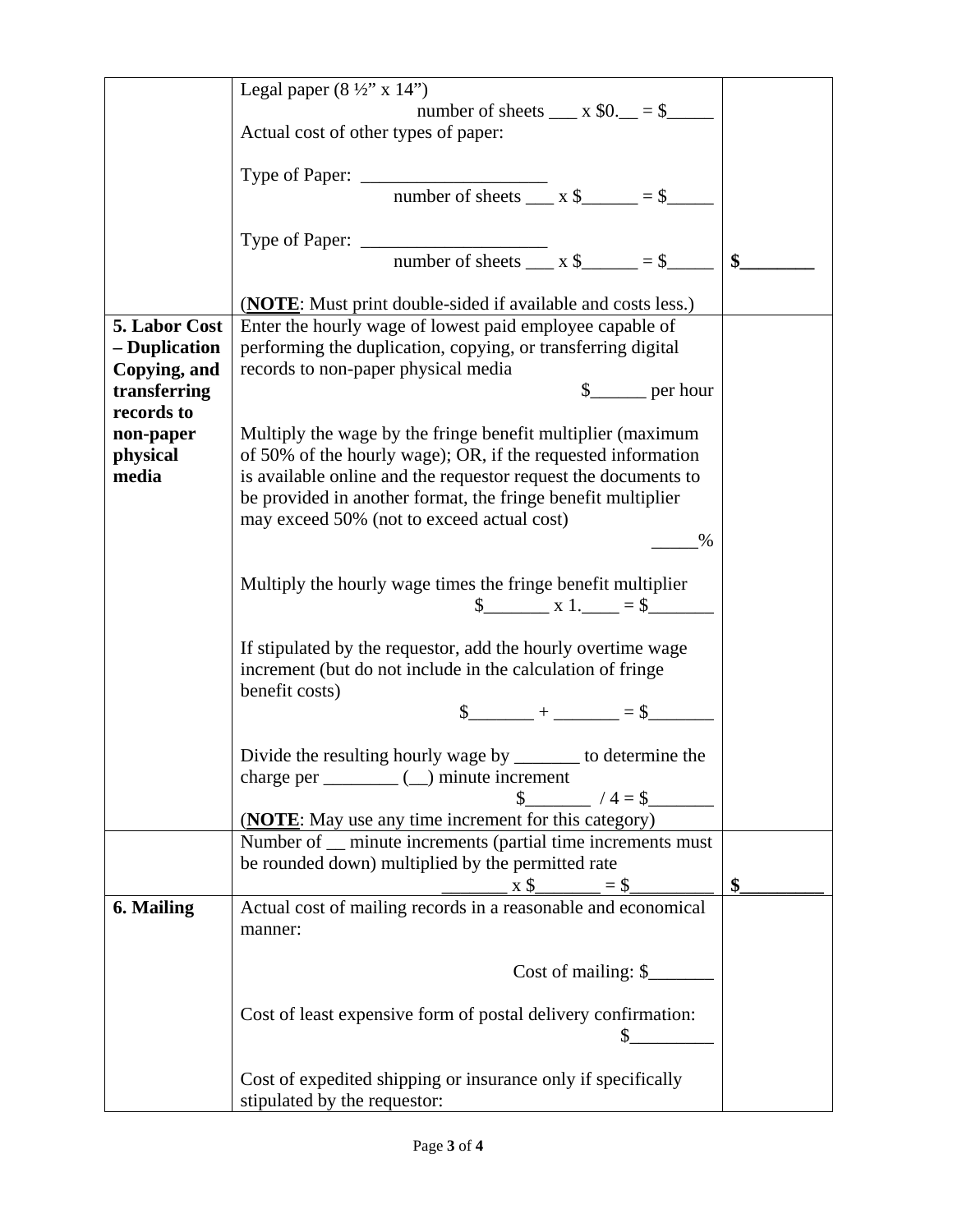| | | |
|---|---|---|
| | Legal paper (8 ½" x 14")<br>number of sheets ___ x $0.__ = $_____<br>Actual cost of other types of paper:<br><br>Type of Paper: ____________________<br>number of sheets ___ x $______ = $_____<br><br>Type of Paper: ____________________<br>number of sheets ___ x $______ = $_____<br><br>(**NOTE**: Must print double-sided if available and costs less.) | **$________** |
| **5. Labor Cost – Duplication Copying, and transferring records to non-paper physical media** | Enter the hourly wage of lowest paid employee capable of performing the duplication, copying, or transferring digital records to non-paper physical media<br>$______ per hour<br><br>Multiply the wage by the fringe benefit multiplier (maximum of 50% of the hourly wage); OR, if the requested information is available online and the requestor request the documents to be provided in another format, the fringe benefit multiplier may exceed 50% (not to exceed actual cost)<br>_____%<br><br>Multiply the hourly wage times the fringe benefit multiplier<br>$_______ x 1.____ = $_______<br><br>If stipulated by the requestor, add the hourly overtime wage increment (but do not include in the calculation of fringe benefit costs)<br>$_______ + _______ = $_______<br><br>Divide the resulting hourly wage by _______ to determine the charge per ________ (__) minute increment<br>$_______ / 4 = $_______<br>(**NOTE**: May use any time increment for this category) | |
| | Number of __ minute increments (partial time increments must be rounded down) multiplied by the permitted rate<br>_______ x $_______ = $_________ | **$_________** |
| **6. Mailing** | Actual cost of mailing records in a reasonable and economical manner:<br><br>Cost of mailing: $_______<br><br>Cost of least expensive form of postal delivery confirmation:<br>$_________<br><br>Cost of expedited shipping or insurance only if specifically stipulated by the requestor: | |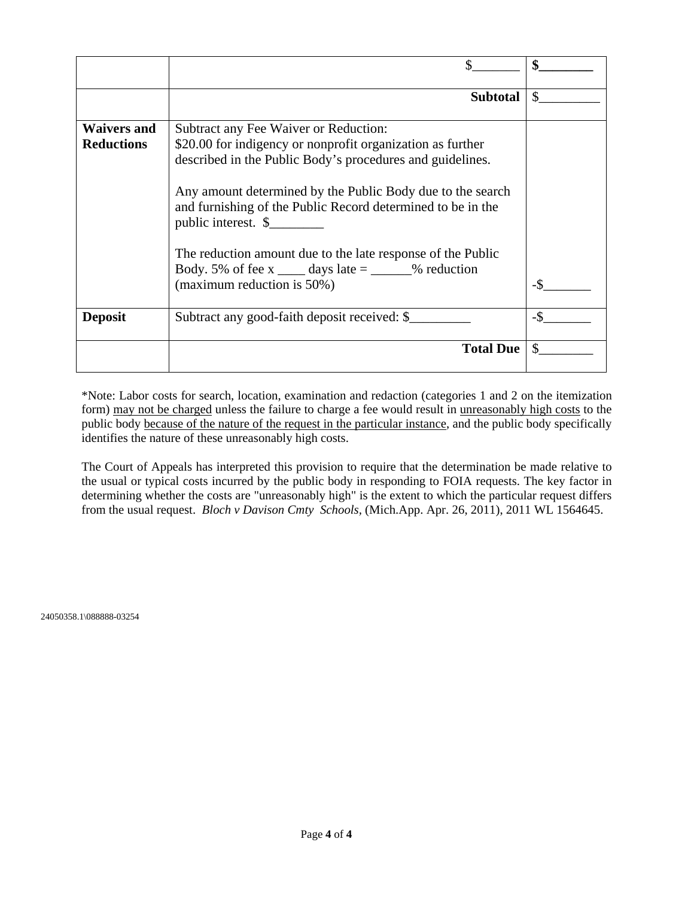| | | |
|---|---|---|
| | $_______ | **$________** |
| | **Subtotal** | $_________ |
| **Waivers and Reductions** | Subtract any Fee Waiver or Reduction:<br>$20.00 for indigency or nonprofit organization as further described in the Public Body's procedures and guidelines.<br><br>Any amount determined by the Public Body due to the search and furnishing of the Public Record determined to be in the public interest. $________<br><br>The reduction amount due to the late response of the Public Body. 5% of fee x ____ days late = ______% reduction (maximum reduction is 50%) | -$_______ |
| **Deposit** | Subtract any good-faith deposit received: $_________ | -$_______ |
| | **Total Due** | $________ |

*Note: Labor costs for search, location, examination and redaction (categories 1 and 2 on the itemization form) <u>may not be charged</u> unless the failure to charge a fee would result in <u>unreasonably high costs</u> to the public body <u>because of the nature of the request in the particular instance</u>, and the public body specifically identifies the nature of these unreasonably high costs.

The Court of Appeals has interpreted this provision to require that the determination be made relative to the usual or typical costs incurred by the public body in responding to FOIA requests. The key factor in determining whether the costs are "unreasonably high" is the extent to which the particular request differs from the usual request. *Bloch v Davison Cmty Schools*, (Mich.App. Apr. 26, 2011), 2011 WL 1564645.

24050358.1\088888-03254